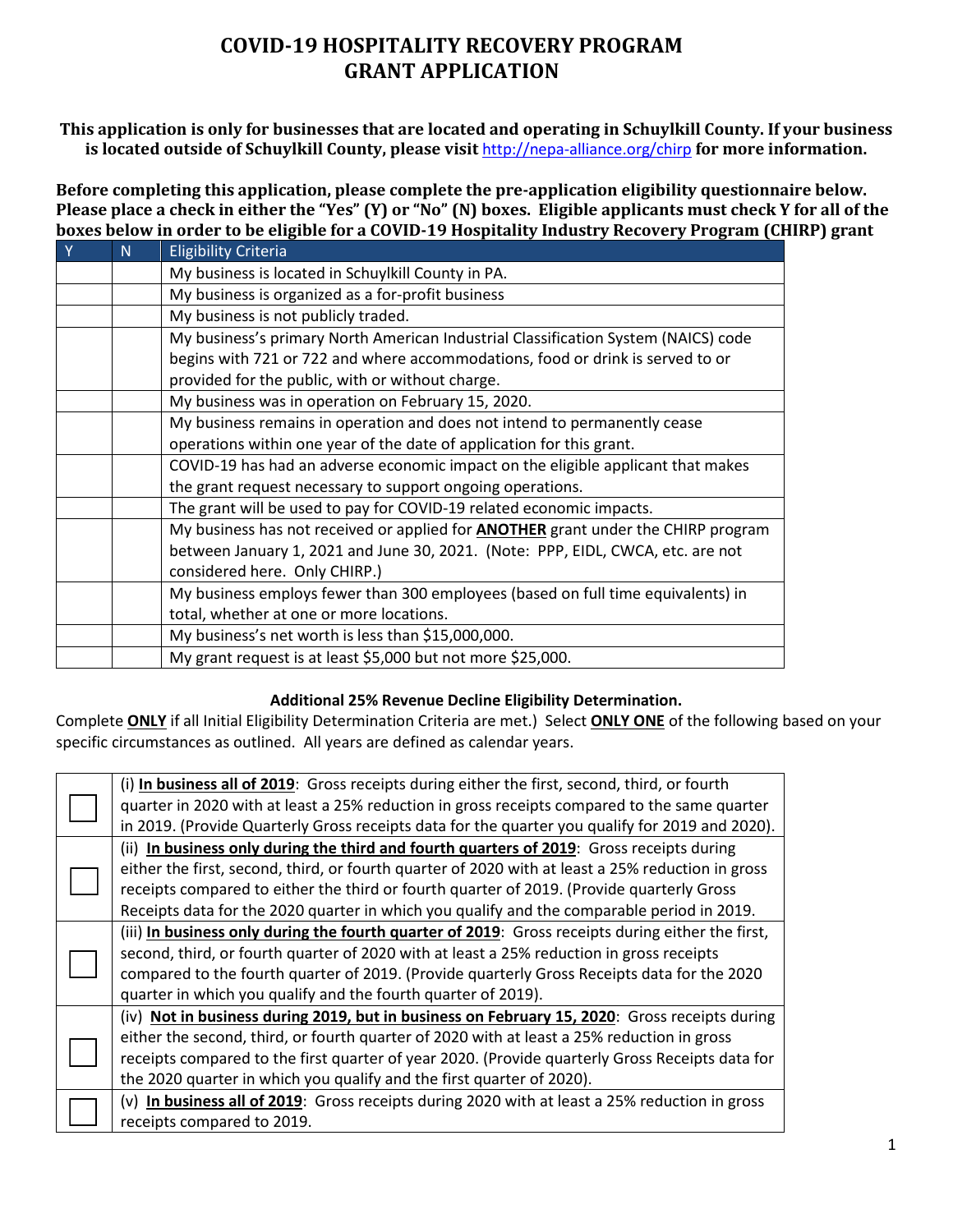# COVID-19 HOSPITALITY RECOVERY PROGRAM
# GRANT APPLICATION

**This application is only for businesses that are located and operating in Schuylkill County. If your business is located outside of Schuylkill County, please visit http://nepa-alliance.org/chirp for more information.**

**Before completing this application, please complete the pre-application eligibility questionnaire below. Please place a check in either the "Yes" (Y) or "No" (N) boxes. Eligible applicants must check Y for all of the boxes below in order to be eligible for a COVID-19 Hospitality Industry Recovery Program (CHIRP) grant**

| Y | N | Eligibility Criteria |
|---|---|---|
| | | My business is located in Schuylkill County in PA. |
| | | My business is organized as a for-profit business |
| | | My business is not publicly traded. |
| | | My business's primary North American Industrial Classification System (NAICS) code begins with 721 or 722 and where accommodations, food or drink is served to or provided for the public, with or without charge. |
| | | My business was in operation on February 15, 2020. |
| | | My business remains in operation and does not intend to permanently cease operations within one year of the date of application for this grant. |
| | | COVID-19 has had an adverse economic impact on the eligible applicant that makes the grant request necessary to support ongoing operations. |
| | | The grant will be used to pay for COVID-19 related economic impacts. |
| | | My business has not received or applied for **ANOTHER** grant under the CHIRP program between January 1, 2021 and June 30, 2021. (Note: PPP, EIDL, CWCA, etc. are not considered here. Only CHIRP.) |
| | | My business employs fewer than 300 employees (based on full time equivalents) in total, whether at one or more locations. |
| | | My business's net worth is less than $15,000,000. |
| | | My grant request is at least $5,000 but not more $25,000. |

**Additional 25% Revenue Decline Eligibility Determination.**

Complete **ONLY** if all Initial Eligibility Determination Criteria are met.) Select **ONLY ONE** of the following based on your specific circumstances as outlined. All years are defined as calendar years.

| | |
|---|---|
| ☐ | (i) **In business all of 2019**: Gross receipts during either the first, second, third, or fourth quarter in 2020 with at least a 25% reduction in gross receipts compared to the same quarter in 2019. (Provide Quarterly Gross receipts data for the quarter you qualify for 2019 and 2020). |
| ☐ | (ii) **In business only during the third and fourth quarters of 2019**: Gross receipts during either the first, second, third, or fourth quarter of 2020 with at least a 25% reduction in gross receipts compared to either the third or fourth quarter of 2019. (Provide quarterly Gross Receipts data for the 2020 quarter in which you qualify and the comparable period in 2019. |
| ☐ | (iii) **In business only during the fourth quarter of 2019**: Gross receipts during either the first, second, third, or fourth quarter of 2020 with at least a 25% reduction in gross receipts compared to the fourth quarter of 2019. (Provide quarterly Gross Receipts data for the 2020 quarter in which you qualify and the fourth quarter of 2019). |
| ☐ | (iv) **Not in business during 2019, but in business on February 15, 2020**: Gross receipts during either the second, third, or fourth quarter of 2020 with at least a 25% reduction in gross receipts compared to the first quarter of year 2020. (Provide quarterly Gross Receipts data for the 2020 quarter in which you qualify and the first quarter of 2020). |
| ☐ | (v) **In business all of 2019**: Gross receipts during 2020 with at least a 25% reduction in gross receipts compared to 2019. |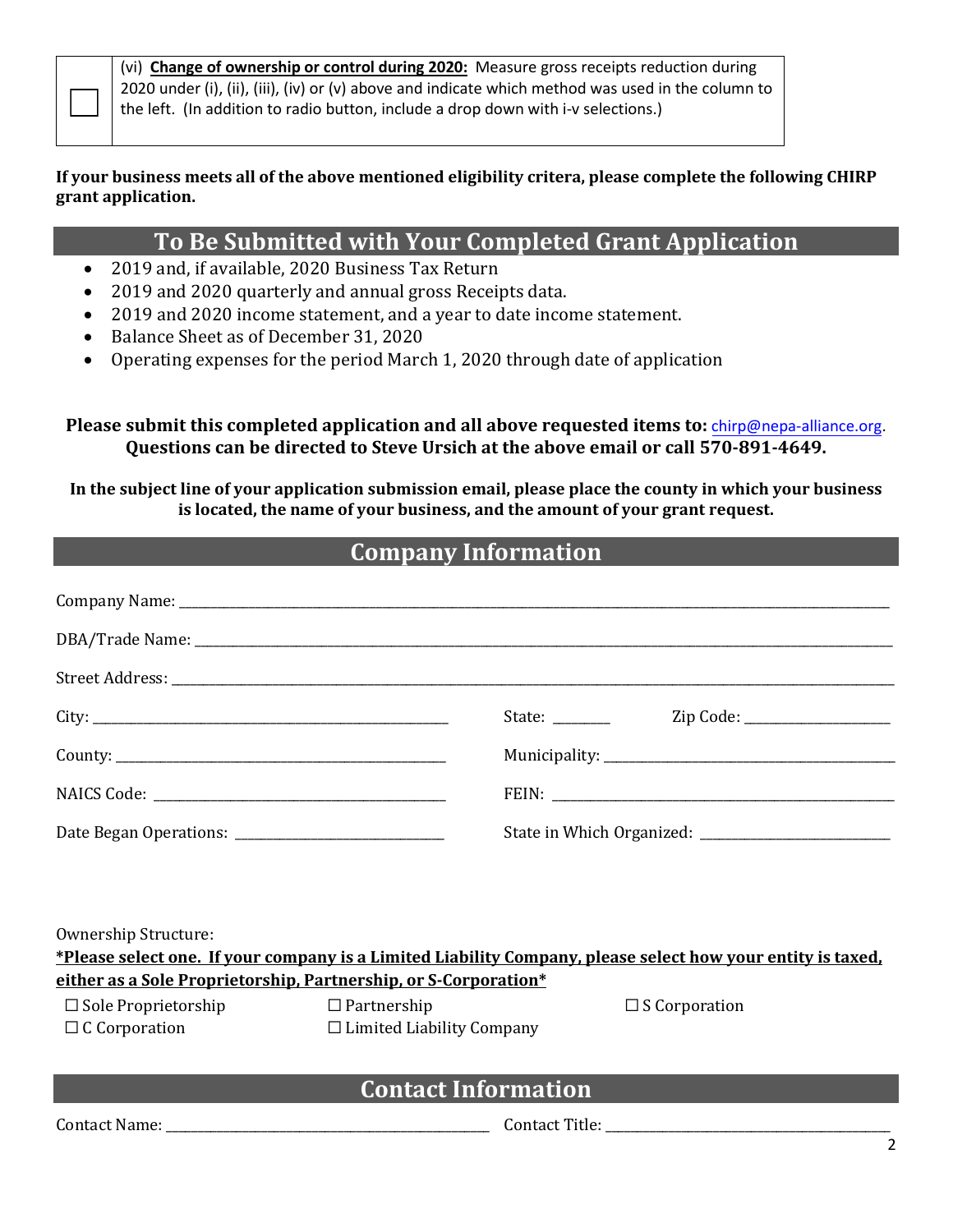| ☐ | (vi) **Change of ownership or control during 2020:** Measure gross receipts reduction during 2020 under (i), (ii), (iii), (iv) or (v) above and indicate which method was used in the column to the left. (In addition to radio button, include a drop down with i-v selections.) |
|---|---|

**If your business meets all of the above mentioned eligibility critera, please complete the following CHIRP grant application.**

## To Be Submitted with Your Completed Grant Application

- 2019 and, if available, 2020 Business Tax Return
- 2019 and 2020 quarterly and annual gross Receipts data.
- 2019 and 2020 income statement, and a year to date income statement.
- Balance Sheet as of December 31, 2020
- Operating expenses for the period March 1, 2020 through date of application

**Please submit this completed application and all above requested items to:** chirp@nepa-alliance.org. **Questions can be directed to Steve Ursich at the above email or call 570-891-4649.**

**In the subject line of your application submission email, please place the county in which your business is located, the name of your business, and the amount of your grant request.**

## Company Information

Company Name: ______________________________

DBA/Trade Name: ______________________________

Street Address: ______________________________

City: ______________________________ State: ________ Zip Code: ____________________

County: ______________________________ Municipality: ______________________________

NAICS Code: ______________________________ FEIN: ______________________________

Date Began Operations: ______________________________ State in Which Organized: ______________________________

Ownership Structure:

**_*Please select one. If your company is a Limited Liability Company, please select how your entity is taxed, either as a Sole Proprietorship, Partnership, or S-Corporation*_**

☐ Sole Proprietorship ☐ Partnership ☐ S Corporation

☐ C Corporation ☐ Limited Liability Company

## Contact Information

Contact Name: ______________________________ Contact Title: ______________________________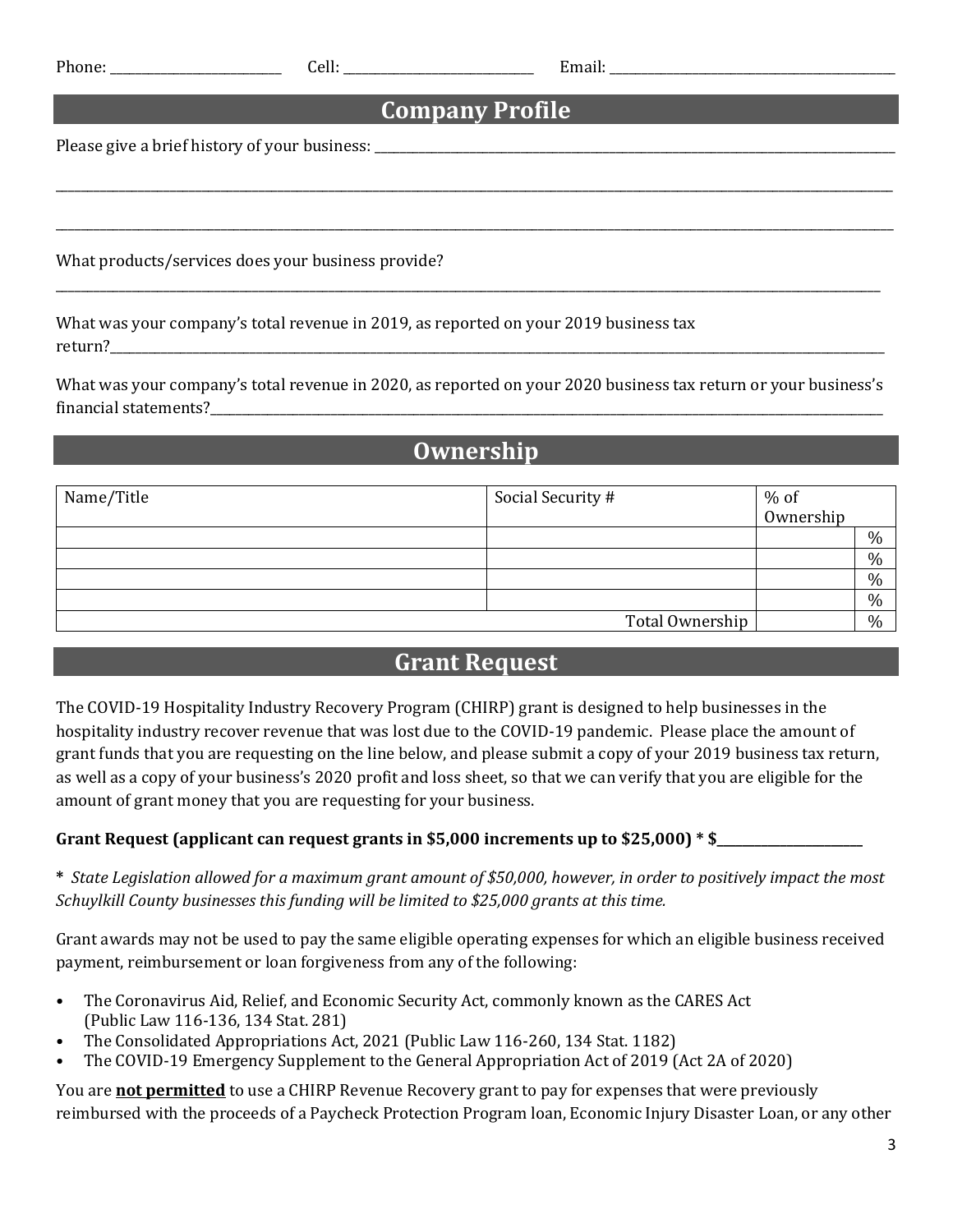Phone: ______________________ Cell: ________________________ Email: ______________________________________

## Company Profile

Please give a brief history of your business: ______________________________________________________________________

__________________________________________________________________________________________________________

__________________________________________________________________________________________________________

What products/services does your business provide?

__________________________________________________________________________________________________________

What was your company's total revenue in 2019, as reported on your 2019 business tax return?______________________________________________________________________________________________

What was your company's total revenue in 2020, as reported on your 2020 business tax return or your business's financial statements?___________________________________________________________________________________

## Ownership

| Name/Title | Social Security # | % of Ownership | |
|---|---|---|---|
| | | | % |
| | | | % |
| | | | % |
| | | | % |
| | Total Ownership | | % |

## Grant Request

The COVID-19 Hospitality Industry Recovery Program (CHIRP) grant is designed to help businesses in the hospitality industry recover revenue that was lost due to the COVID-19 pandemic. Please place the amount of grant funds that you are requesting on the line below, and please submit a copy of your 2019 business tax return, as well as a copy of your business's 2020 profit and loss sheet, so that we can verify that you are eligible for the amount of grant money that you are requesting for your business.

**Grant Request (applicant can request grants in $5,000 increments up to $25,000) * $_________________**

**\*** *State Legislation allowed for a maximum grant amount of $50,000, however, in order to positively impact the most Schuylkill County businesses this funding will be limited to $25,000 grants at this time.*

Grant awards may not be used to pay the same eligible operating expenses for which an eligible business received payment, reimbursement or loan forgiveness from any of the following:

- The Coronavirus Aid, Relief, and Economic Security Act, commonly known as the CARES Act (Public Law 116-136, 134 Stat. 281)
- The Consolidated Appropriations Act, 2021 (Public Law 116-260, 134 Stat. 1182)
- The COVID-19 Emergency Supplement to the General Appropriation Act of 2019 (Act 2A of 2020)

You are **not permitted** to use a CHIRP Revenue Recovery grant to pay for expenses that were previously reimbursed with the proceeds of a Paycheck Protection Program loan, Economic Injury Disaster Loan, or any other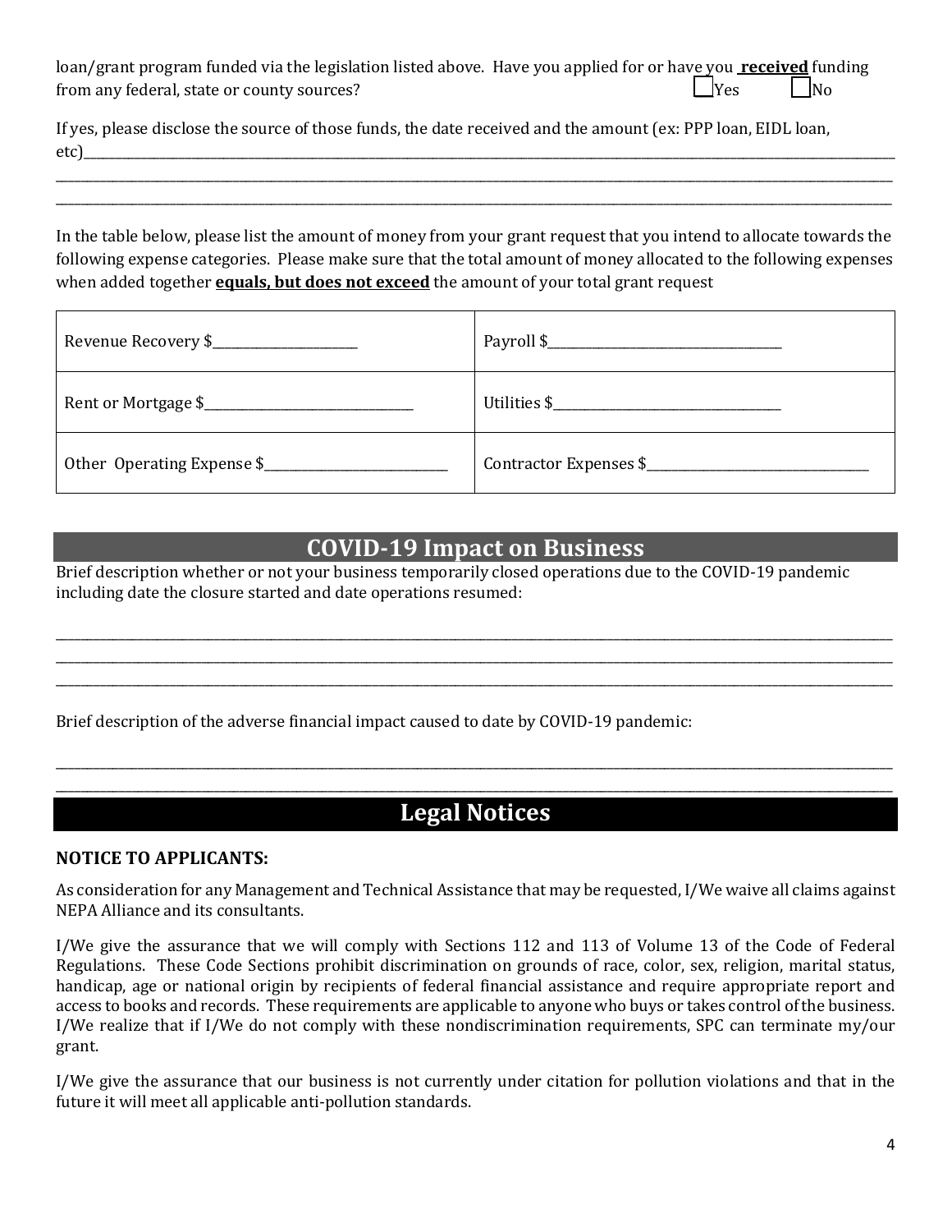loan/grant program funded via the legislation listed above. Have you applied for or have you **received** funding from any federal, state or county sources? ☐ Yes ☐ No

If yes, please disclose the source of those funds, the date received and the amount (ex: PPP loan, EIDL loan, etc)\_\_\_\_\_\_\_\_\_\_\_\_\_\_\_\_\_\_\_\_\_\_\_\_\_\_\_\_\_\_\_\_\_\_\_\_\_\_\_\_\_\_\_\_\_\_\_\_\_\_\_\_\_\_\_\_\_\_\_\_\_\_\_\_\_\_\_\_\_\_\_\_

\_\_\_\_\_\_\_\_\_\_\_\_\_\_\_\_\_\_\_\_\_\_\_\_\_\_\_\_\_\_\_\_\_\_\_\_\_\_\_\_\_\_\_\_\_\_\_\_\_\_\_\_\_\_\_\_\_\_\_\_\_\_\_\_\_\_\_\_\_\_\_\_\_\_\_\_\_\_\_\_

\_\_\_\_\_\_\_\_\_\_\_\_\_\_\_\_\_\_\_\_\_\_\_\_\_\_\_\_\_\_\_\_\_\_\_\_\_\_\_\_\_\_\_\_\_\_\_\_\_\_\_\_\_\_\_\_\_\_\_\_\_\_\_\_\_\_\_\_\_\_\_\_\_\_\_\_\_\_\_\_

In the table below, please list the amount of money from your grant request that you intend to allocate towards the following expense categories. Please make sure that the total amount of money allocated to the following expenses when added together **equals, but does not exceed** the amount of your total grant request

| | |
|---|---|
| Revenue Recovery $\_\_\_\_\_\_\_\_\_\_\_\_\_\_\_\_\_\_\_\_ | Payroll $\_\_\_\_\_\_\_\_\_\_\_\_\_\_\_\_\_\_\_\_\_\_\_\_\_\_\_\_\_\_ |
| Rent or Mortgage $\_\_\_\_\_\_\_\_\_\_\_\_\_\_\_\_\_\_\_\_\_\_\_\_\_\_ | Utilities $\_\_\_\_\_\_\_\_\_\_\_\_\_\_\_\_\_\_\_\_\_\_\_\_\_\_\_\_\_ |
| Other Operating Expense $\_\_\_\_\_\_\_\_\_\_\_\_\_\_\_\_\_\_\_\_\_\_\_ | Contractor Expenses $\_\_\_\_\_\_\_\_\_\_\_\_\_\_\_\_\_\_\_\_\_\_\_\_\_\_\_\_ |

## COVID-19 Impact on Business

Brief description whether or not your business temporarily closed operations due to the COVID-19 pandemic including date the closure started and date operations resumed:

\_\_\_\_\_\_\_\_\_\_\_\_\_\_\_\_\_\_\_\_\_\_\_\_\_\_\_\_\_\_\_\_\_\_\_\_\_\_\_\_\_\_\_\_\_\_\_\_\_\_\_\_\_\_\_\_\_\_\_\_\_\_\_\_\_\_\_\_\_\_\_\_\_\_\_\_\_\_\_\_

\_\_\_\_\_\_\_\_\_\_\_\_\_\_\_\_\_\_\_\_\_\_\_\_\_\_\_\_\_\_\_\_\_\_\_\_\_\_\_\_\_\_\_\_\_\_\_\_\_\_\_\_\_\_\_\_\_\_\_\_\_\_\_\_\_\_\_\_\_\_\_\_\_\_\_\_\_\_\_\_

\_\_\_\_\_\_\_\_\_\_\_\_\_\_\_\_\_\_\_\_\_\_\_\_\_\_\_\_\_\_\_\_\_\_\_\_\_\_\_\_\_\_\_\_\_\_\_\_\_\_\_\_\_\_\_\_\_\_\_\_\_\_\_\_\_\_\_\_\_\_\_\_\_\_\_\_\_\_\_\_

Brief description of the adverse financial impact caused to date by COVID-19 pandemic:

\_\_\_\_\_\_\_\_\_\_\_\_\_\_\_\_\_\_\_\_\_\_\_\_\_\_\_\_\_\_\_\_\_\_\_\_\_\_\_\_\_\_\_\_\_\_\_\_\_\_\_\_\_\_\_\_\_\_\_\_\_\_\_\_\_\_\_\_\_\_\_\_\_\_\_\_\_\_\_\_

\_\_\_\_\_\_\_\_\_\_\_\_\_\_\_\_\_\_\_\_\_\_\_\_\_\_\_\_\_\_\_\_\_\_\_\_\_\_\_\_\_\_\_\_\_\_\_\_\_\_\_\_\_\_\_\_\_\_\_\_\_\_\_\_\_\_\_\_\_\_\_\_\_\_\_\_\_\_\_\_

## Legal Notices

**NOTICE TO APPLICANTS:**

As consideration for any Management and Technical Assistance that may be requested, I/We waive all claims against NEPA Alliance and its consultants.

I/We give the assurance that we will comply with Sections 112 and 113 of Volume 13 of the Code of Federal Regulations. These Code Sections prohibit discrimination on grounds of race, color, sex, religion, marital status, handicap, age or national origin by recipients of federal financial assistance and require appropriate report and access to books and records. These requirements are applicable to anyone who buys or takes control of the business. I/We realize that if I/We do not comply with these nondiscrimination requirements, SPC can terminate my/our grant.

I/We give the assurance that our business is not currently under citation for pollution violations and that in the future it will meet all applicable anti-pollution standards.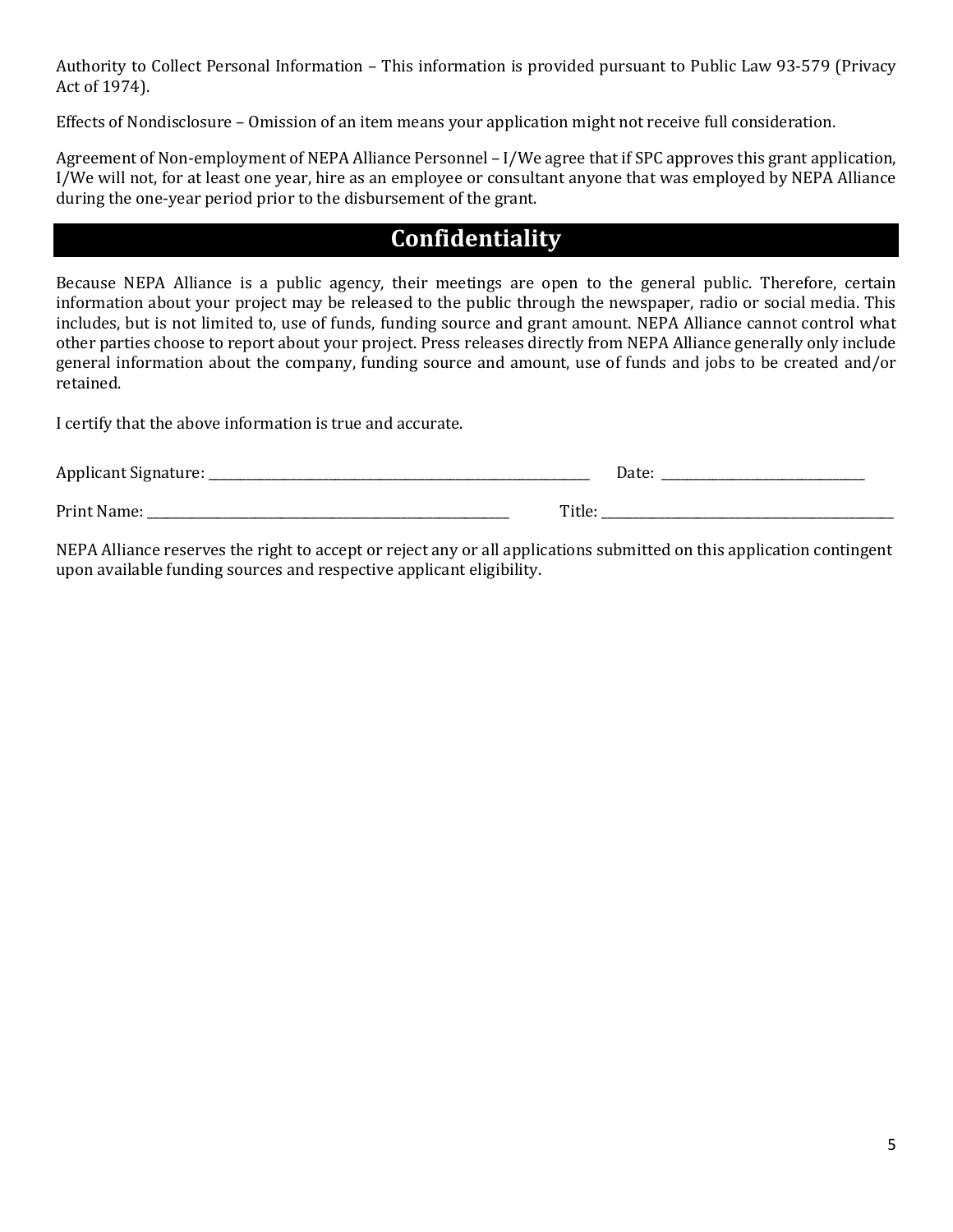Authority to Collect Personal Information – This information is provided pursuant to Public Law 93-579 (Privacy Act of 1974).

Effects of Nondisclosure – Omission of an item means your application might not receive full consideration.

Agreement of Non-employment of NEPA Alliance Personnel – I/We agree that if SPC approves this grant application, I/We will not, for at least one year, hire as an employee or consultant anyone that was employed by NEPA Alliance during the one-year period prior to the disbursement of the grant.

## Confidentiality

Because NEPA Alliance is a public agency, their meetings are open to the general public. Therefore, certain information about your project may be released to the public through the newspaper, radio or social media. This includes, but is not limited to, use of funds, funding source and grant amount. NEPA Alliance cannot control what other parties choose to report about your project. Press releases directly from NEPA Alliance generally only include general information about the company, funding source and amount, use of funds and jobs to be created and/or retained.

I certify that the above information is true and accurate.

Applicant Signature: ______________________________ Date: ________________

Print Name: ______________________________ Title: ______________________________

NEPA Alliance reserves the right to accept or reject any or all applications submitted on this application contingent upon available funding sources and respective applicant eligibility.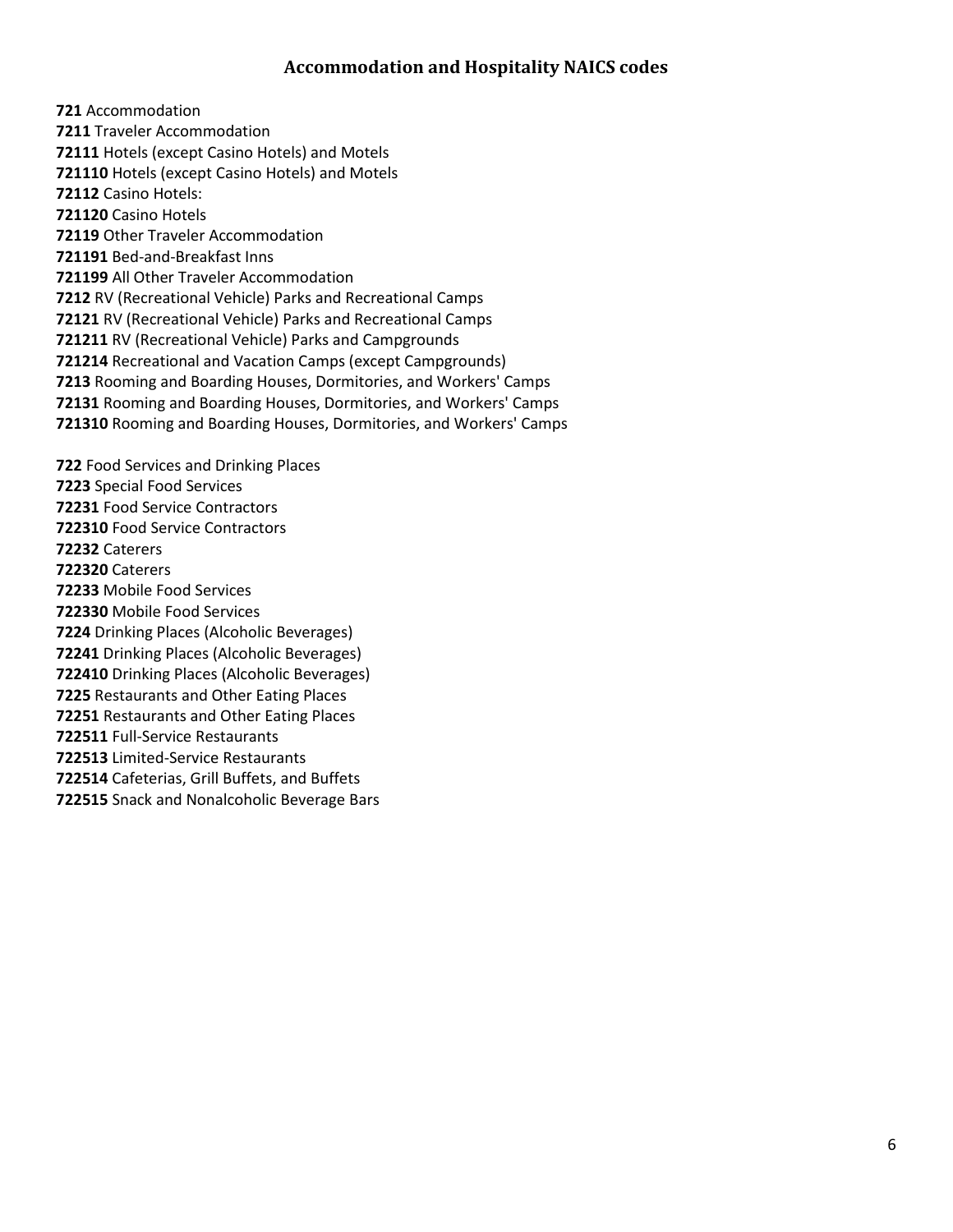## Accommodation and Hospitality NAICS codes

**721** Accommodation
**7211** Traveler Accommodation
**72111** Hotels (except Casino Hotels) and Motels
**721110** Hotels (except Casino Hotels) and Motels
**72112** Casino Hotels:
**721120** Casino Hotels
**72119** Other Traveler Accommodation
**721191** Bed-and-Breakfast Inns
**721199** All Other Traveler Accommodation
**7212** RV (Recreational Vehicle) Parks and Recreational Camps
**72121** RV (Recreational Vehicle) Parks and Recreational Camps
**721211** RV (Recreational Vehicle) Parks and Campgrounds
**721214** Recreational and Vacation Camps (except Campgrounds)
**7213** Rooming and Boarding Houses, Dormitories, and Workers' Camps
**72131** Rooming and Boarding Houses, Dormitories, and Workers' Camps
**721310** Rooming and Boarding Houses, Dormitories, and Workers' Camps

**722** Food Services and Drinking Places
**7223** Special Food Services
**72231** Food Service Contractors
**722310** Food Service Contractors
**72232** Caterers
**722320** Caterers
**72233** Mobile Food Services
**722330** Mobile Food Services
**7224** Drinking Places (Alcoholic Beverages)
**72241** Drinking Places (Alcoholic Beverages)
**722410** Drinking Places (Alcoholic Beverages)
**7225** Restaurants and Other Eating Places
**72251** Restaurants and Other Eating Places
**722511** Full-Service Restaurants
**722513** Limited-Service Restaurants
**722514** Cafeterias, Grill Buffets, and Buffets
**722515** Snack and Nonalcoholic Beverage Bars